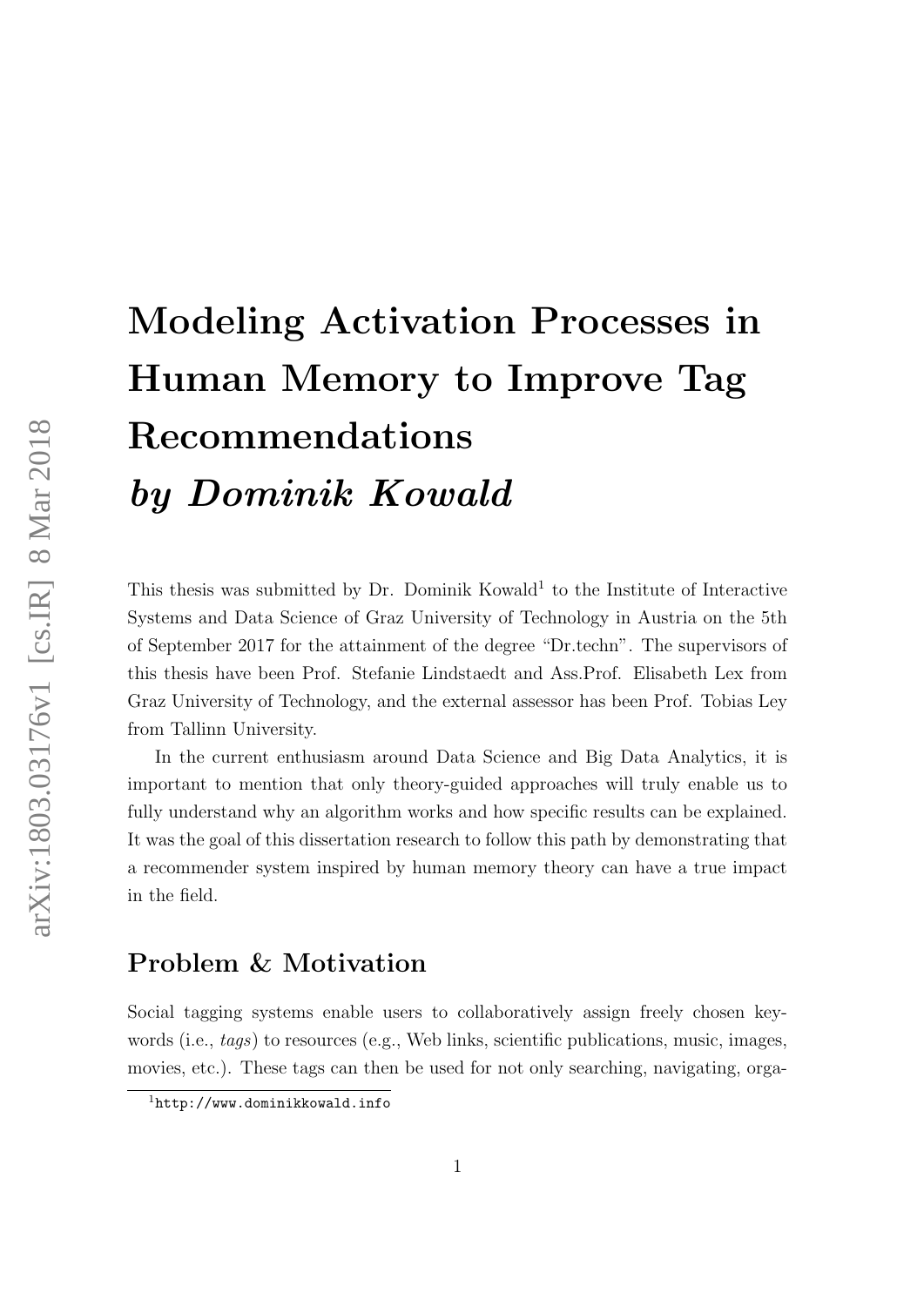# Modeling Activation Processes in Human Memory to Improve Tag Recommendations *by Dominik Kowald*

This thesis was submitted by Dr. Dominik Kowald[1] to the Institute of Interactive Systems and Data Science of Graz University of Technology in Austria on the 5th of September 2017 for the attainment of the degree "Dr.techn". The supervisors of this thesis have been Prof. Stefanie Lindstaedt and Ass.Prof. Elisabeth Lex from Graz University of Technology, and the external assessor has been Prof. Tobias Ley from Tallinn University.

In the current enthusiasm around Data Science and Big Data Analytics, it is important to mention that only theory-guided approaches will truly enable us to fully understand why an algorithm works and how specific results can be explained. It was the goal of this dissertation research to follow this path by demonstrating that a recommender system inspired by human memory theory can have a true impact in the field.

## Problem & Motivation

Social tagging systems enable users to collaboratively assign freely chosen keywords (i.e., *tags*) to resources (e.g., Web links, scientific publications, music, images, movies, etc.). These tags can then be used for not only searching, navigating, orga-

[1] http://www.dominikkowald.info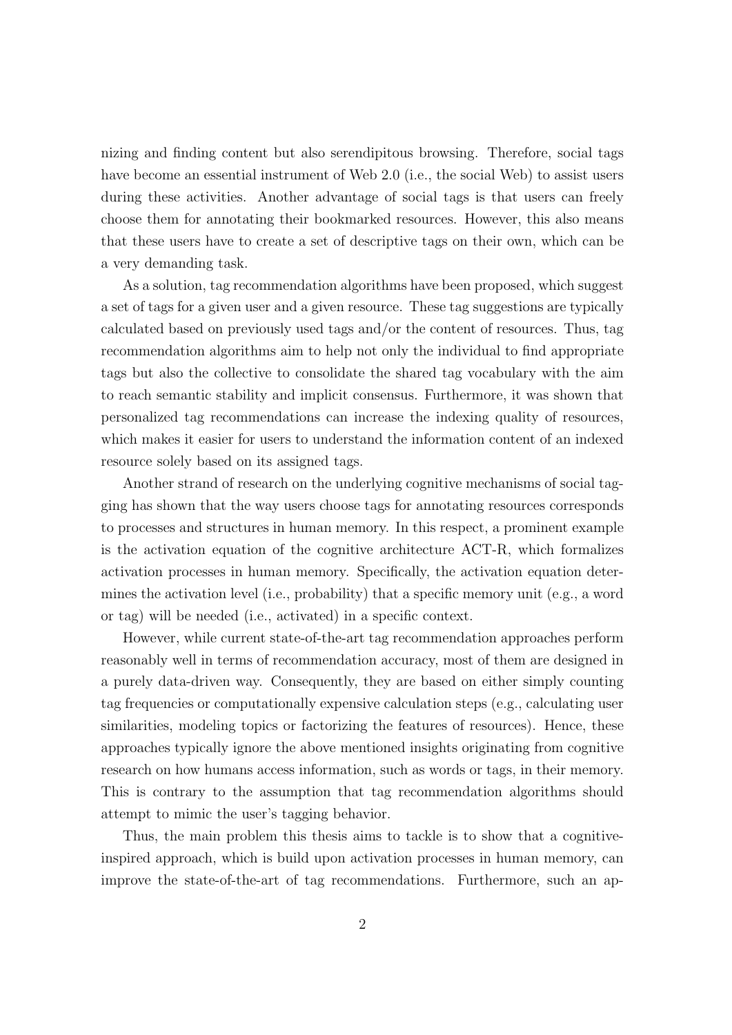nizing and finding content but also serendipitous browsing. Therefore, social tags have become an essential instrument of Web 2.0 (i.e., the social Web) to assist users during these activities. Another advantage of social tags is that users can freely choose them for annotating their bookmarked resources. However, this also means that these users have to create a set of descriptive tags on their own, which can be a very demanding task.

As a solution, tag recommendation algorithms have been proposed, which suggest a set of tags for a given user and a given resource. These tag suggestions are typically calculated based on previously used tags and/or the content of resources. Thus, tag recommendation algorithms aim to help not only the individual to find appropriate tags but also the collective to consolidate the shared tag vocabulary with the aim to reach semantic stability and implicit consensus. Furthermore, it was shown that personalized tag recommendations can increase the indexing quality of resources, which makes it easier for users to understand the information content of an indexed resource solely based on its assigned tags.

Another strand of research on the underlying cognitive mechanisms of social tagging has shown that the way users choose tags for annotating resources corresponds to processes and structures in human memory. In this respect, a prominent example is the activation equation of the cognitive architecture ACT-R, which formalizes activation processes in human memory. Specifically, the activation equation determines the activation level (i.e., probability) that a specific memory unit (e.g., a word or tag) will be needed (i.e., activated) in a specific context.

However, while current state-of-the-art tag recommendation approaches perform reasonably well in terms of recommendation accuracy, most of them are designed in a purely data-driven way. Consequently, they are based on either simply counting tag frequencies or computationally expensive calculation steps (e.g., calculating user similarities, modeling topics or factorizing the features of resources). Hence, these approaches typically ignore the above mentioned insights originating from cognitive research on how humans access information, such as words or tags, in their memory. This is contrary to the assumption that tag recommendation algorithms should attempt to mimic the user's tagging behavior.

Thus, the main problem this thesis aims to tackle is to show that a cognitive-inspired approach, which is build upon activation processes in human memory, can improve the state-of-the-art of tag recommendations. Furthermore, such an ap-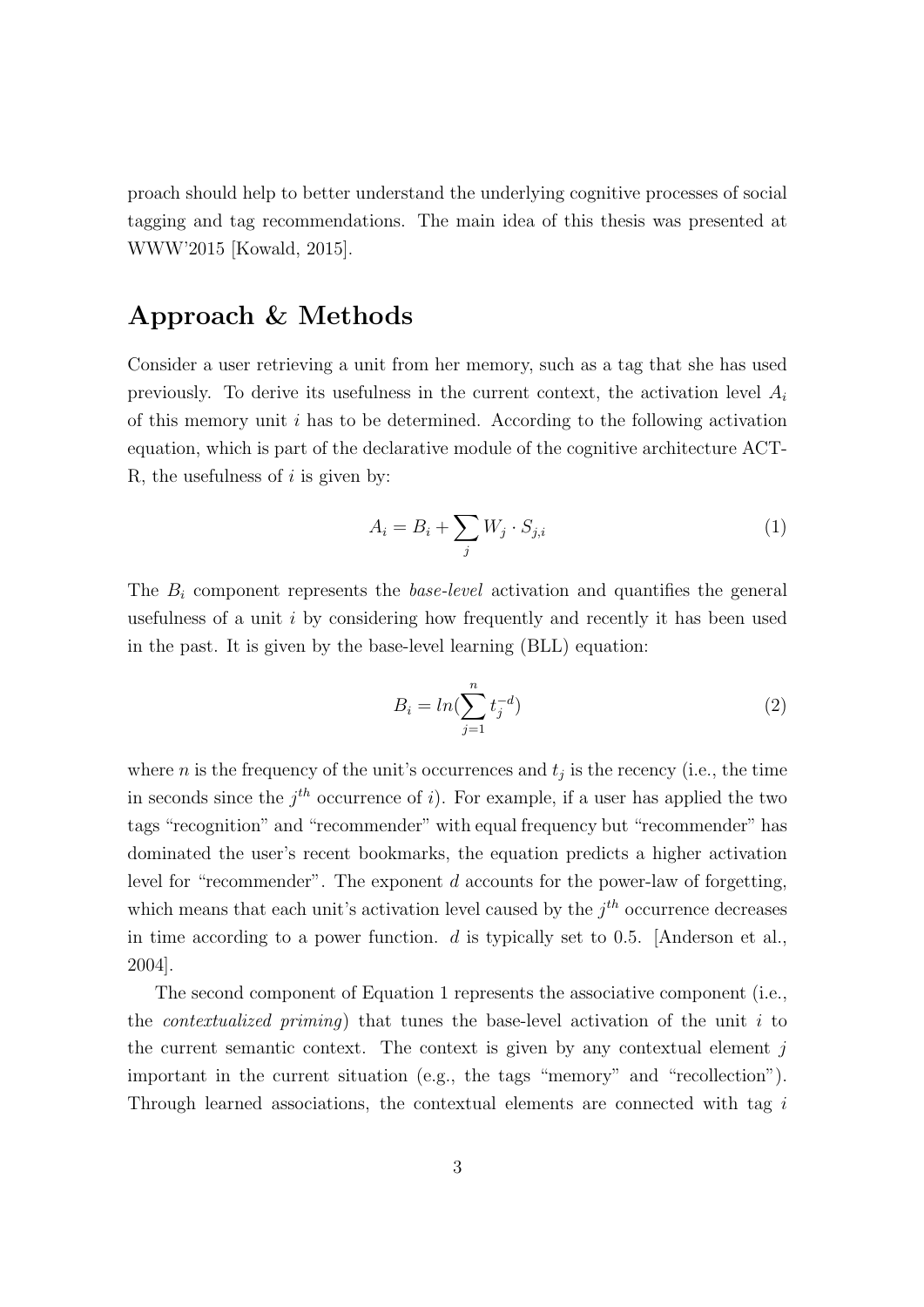proach should help to better understand the underlying cognitive processes of social tagging and tag recommendations. The main idea of this thesis was presented at WWW'2015 [Kowald, 2015].

## Approach & Methods

Consider a user retrieving a unit from her memory, such as a tag that she has used previously. To derive its usefulness in the current context, the activation level $A_i$ of this memory unit $i$ has to be determined. According to the following activation equation, which is part of the declarative module of the cognitive architecture ACT-R, the usefulness of $i$ is given by:

$$A_i = B_i + \sum_j W_j \cdot S_{j,i} \tag{1}$$

The $B_i$ component represents the *base-level* activation and quantifies the general usefulness of a unit $i$ by considering how frequently and recently it has been used in the past. It is given by the base-level learning (BLL) equation:

$$B_i = ln(\sum_{j=1}^{n} t_j^{-d}) \tag{2}$$

where $n$ is the frequency of the unit's occurrences and $t_j$ is the recency (i.e., the time in seconds since the $j^{th}$ occurrence of $i$). For example, if a user has applied the two tags "recognition" and "recommender" with equal frequency but "recommender" has dominated the user's recent bookmarks, the equation predicts a higher activation level for "recommender". The exponent $d$ accounts for the power-law of forgetting, which means that each unit's activation level caused by the $j^{th}$ occurrence decreases in time according to a power function. $d$ is typically set to 0.5. [Anderson et al., 2004].

The second component of Equation 1 represents the associative component (i.e., the *contextualized priming*) that tunes the base-level activation of the unit $i$ to the current semantic context. The context is given by any contextual element $j$ important in the current situation (e.g., the tags "memory" and "recollection"). Through learned associations, the contextual elements are connected with tag $i$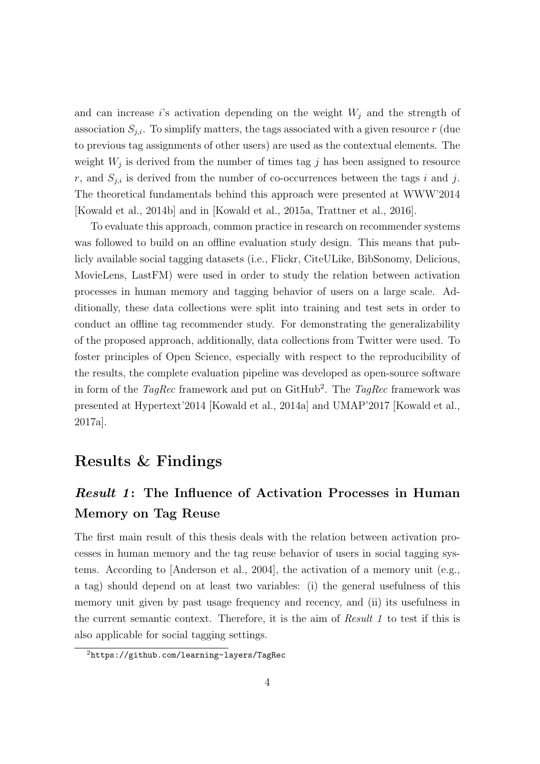and can increase $i$'s activation depending on the weight $W_j$ and the strength of association $S_{j,i}$. To simplify matters, the tags associated with a given resource $r$ (due to previous tag assignments of other users) are used as the contextual elements. The weight $W_j$ is derived from the number of times tag $j$ has been assigned to resource $r$, and $S_{j,i}$ is derived from the number of co-occurrences between the tags $i$ and $j$. The theoretical fundamentals behind this approach were presented at WWW'2014 [Kowald et al., 2014b] and in [Kowald et al., 2015a, Trattner et al., 2016].

To evaluate this approach, common practice in research on recommender systems was followed to build on an offline evaluation study design. This means that publicly available social tagging datasets (i.e., Flickr, CiteULike, BibSonomy, Delicious, MovieLens, LastFM) were used in order to study the relation between activation processes in human memory and tagging behavior of users on a large scale. Additionally, these data collections were split into training and test sets in order to conduct an offline tag recommender study. For demonstrating the generalizability of the proposed approach, additionally, data collections from Twitter were used. To foster principles of Open Science, especially with respect to the reproducibility of the results, the complete evaluation pipeline was developed as open-source software in form of the *TagRec* framework and put on GitHub[2]. The *TagRec* framework was presented at Hypertext'2014 [Kowald et al., 2014a] and UMAP'2017 [Kowald et al., 2017a].

# Results & Findings

## *Result 1*: The Influence of Activation Processes in Human Memory on Tag Reuse

The first main result of this thesis deals with the relation between activation processes in human memory and the tag reuse behavior of users in social tagging systems. According to [Anderson et al., 2004], the activation of a memory unit (e.g., a tag) should depend on at least two variables: (i) the general usefulness of this memory unit given by past usage frequency and recency, and (ii) its usefulness in the current semantic context. Therefore, it is the aim of *Result 1* to test if this is also applicable for social tagging settings.

[2] https://github.com/learning-layers/TagRec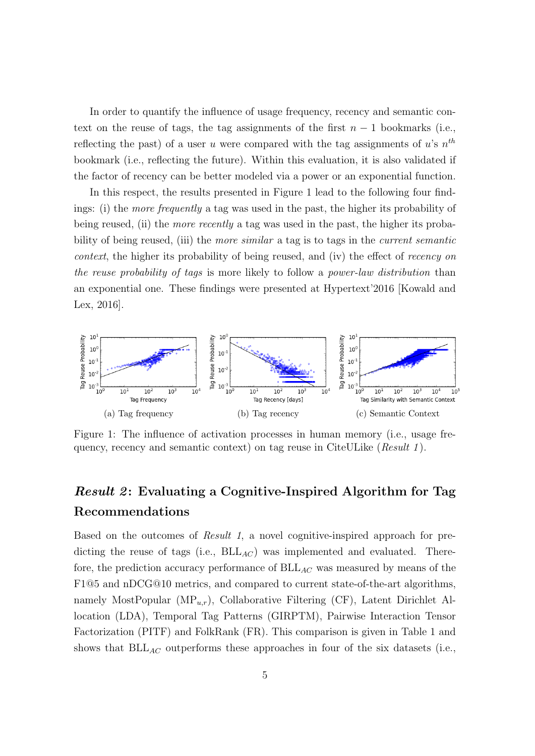In order to quantify the influence of usage frequency, recency and semantic context on the reuse of tags, the tag assignments of the first $n-1$ bookmarks (i.e., reflecting the past) of a user $u$ were compared with the tag assignments of $u$'s $n^{th}$ bookmark (i.e., reflecting the future). Within this evaluation, it is also validated if the factor of recency can be better modeled via a power or an exponential function.

In this respect, the results presented in Figure 1 lead to the following four findings: (i) the *more frequently* a tag was used in the past, the higher its probability of being reused, (ii) the *more recently* a tag was used in the past, the higher its probability of being reused, (iii) the *more similar* a tag is to tags in the *current semantic context*, the higher its probability of being reused, and (iv) the effect of *recency on the reuse probability of tags* is more likely to follow a *power-law distribution* than an exponential one. These findings were presented at Hypertext'2016 [Kowald and Lex, 2016].

(a) Tag frequency (b) Tag recency (c) Semantic Context

Figure 1: The influence of activation processes in human memory (i.e., usage frequency, recency and semantic context) on tag reuse in CiteULike (*Result 1*).

## *Result 2*: Evaluating a Cognitive-Inspired Algorithm for Tag Recommendations

Based on the outcomes of *Result 1*, a novel cognitive-inspired approach for predicting the reuse of tags (i.e., $BLL_{AC}$) was implemented and evaluated. Therefore, the prediction accuracy performance of $BLL_{AC}$ was measured by means of the F1@5 and nDCG@10 metrics, and compared to current state-of-the-art algorithms, namely MostPopular ($MP_{u,r}$), Collaborative Filtering (CF), Latent Dirichlet Allocation (LDA), Temporal Tag Patterns (GIRPTM), Pairwise Interaction Tensor Factorization (PITF) and FolkRank (FR). This comparison is given in Table 1 and shows that $BLL_{AC}$ outperforms these approaches in four of the six datasets (i.e.,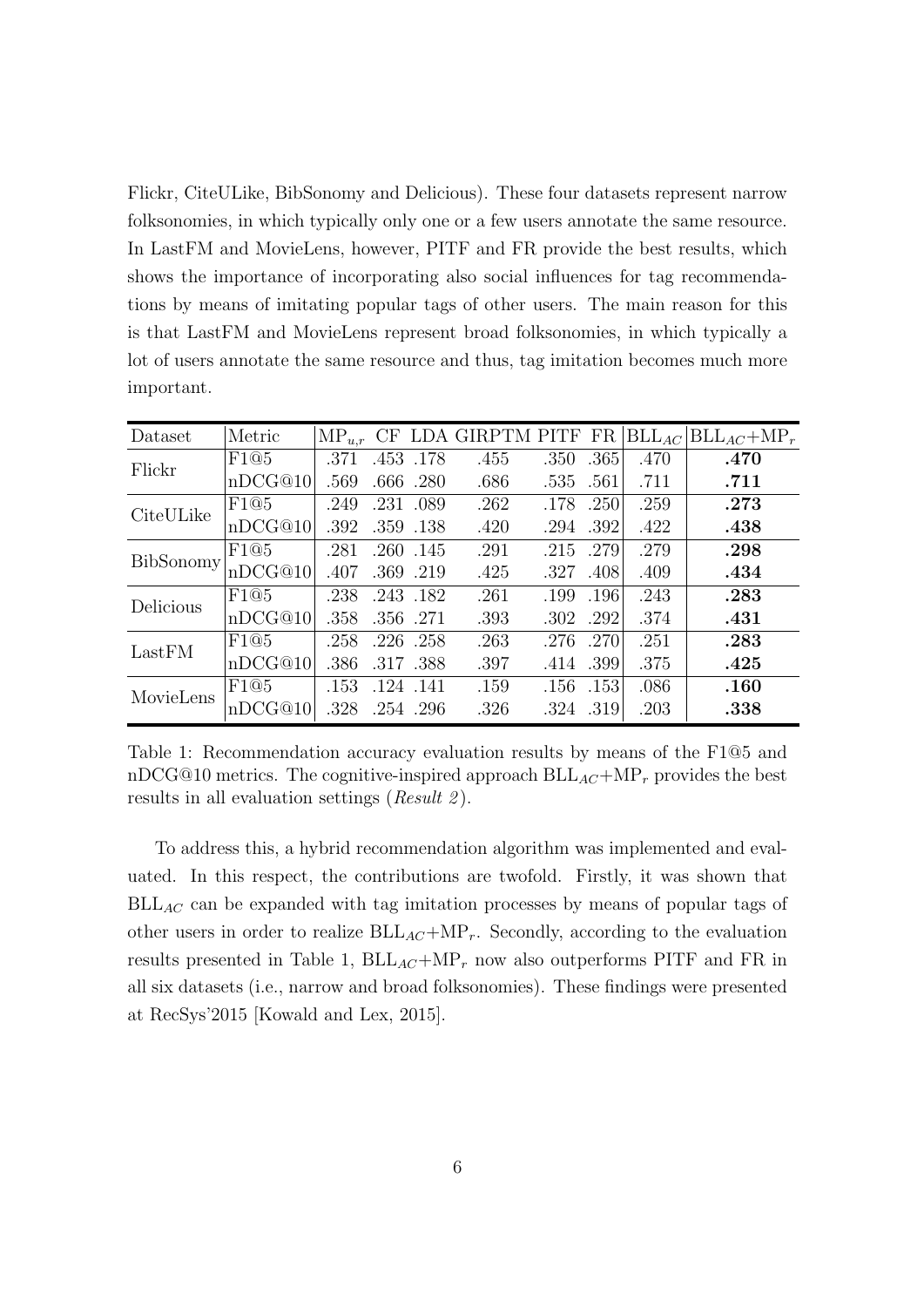Flickr, CiteULike, BibSonomy and Delicious). These four datasets represent narrow folksonomies, in which typically only one or a few users annotate the same resource. In LastFM and MovieLens, however, PITF and FR provide the best results, which shows the importance of incorporating also social influences for tag recommendations by means of imitating popular tags of other users. The main reason for this is that LastFM and MovieLens represent broad folksonomies, in which typically a lot of users annotate the same resource and thus, tag imitation becomes much more important.

| Dataset | Metric | $MP_{u,r}$ | CF | LDA | GIRPTM | PITF | FR | $BLL_{AC}$ | $BLL_{AC}$+$MP_r$ |
|---|---|---|---|---|---|---|---|---|---|
| Flickr | F1@5 | .371 | .453 | .178 | .455 | .350 | .365 | .470 | **.470** |
| | nDCG@10 | .569 | .666 | .280 | .686 | .535 | .561 | .711 | **.711** |
| CiteULike | F1@5 | .249 | .231 | .089 | .262 | .178 | .250 | .259 | **.273** |
| | nDCG@10 | .392 | .359 | .138 | .420 | .294 | .392 | .422 | **.438** |
| BibSonomy | F1@5 | .281 | .260 | .145 | .291 | .215 | .279 | .279 | **.298** |
| | nDCG@10 | .407 | .369 | .219 | .425 | .327 | .408 | .409 | **.434** |
| Delicious | F1@5 | .238 | .243 | .182 | .261 | .199 | .196 | .243 | **.283** |
| | nDCG@10 | .358 | .356 | .271 | .393 | .302 | .292 | .374 | **.431** |
| LastFM | F1@5 | .258 | .226 | .258 | .263 | .276 | .270 | .251 | **.283** |
| | nDCG@10 | .386 | .317 | .388 | .397 | .414 | .399 | .375 | **.425** |
| MovieLens | F1@5 | .153 | .124 | .141 | .159 | .156 | .153 | .086 | **.160** |
| | nDCG@10 | .328 | .254 | .296 | .326 | .324 | .319 | .203 | **.338** |

Table 1: Recommendation accuracy evaluation results by means of the F1@5 and nDCG@10 metrics. The cognitive-inspired approach $BLL_{AC}$+$MP_r$ provides the best results in all evaluation settings (*Result 2*).

To address this, a hybrid recommendation algorithm was implemented and evaluated. In this respect, the contributions are twofold. Firstly, it was shown that $BLL_{AC}$ can be expanded with tag imitation processes by means of popular tags of other users in order to realize $BLL_{AC}$+$MP_r$. Secondly, according to the evaluation results presented in Table 1, $BLL_{AC}$+$MP_r$ now also outperforms PITF and FR in all six datasets (i.e., narrow and broad folksonomies). These findings were presented at RecSys'2015 [Kowald and Lex, 2015].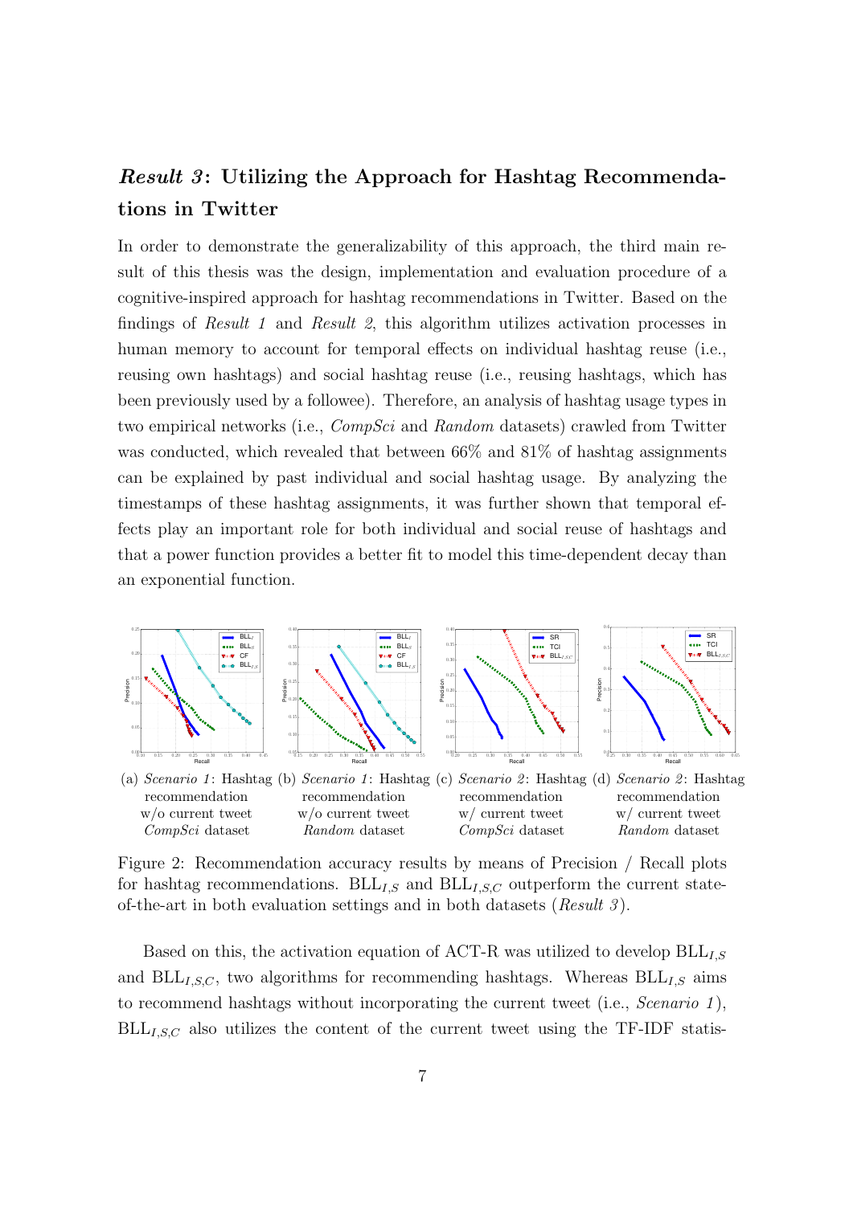### ***Result 3*: Utilizing the Approach for Hashtag Recommendations in Twitter**

In order to demonstrate the generalizability of this approach, the third main result of this thesis was the design, implementation and evaluation procedure of a cognitive-inspired approach for hashtag recommendations in Twitter. Based on the findings of *Result 1* and *Result 2*, this algorithm utilizes activation processes in human memory to account for temporal effects on individual hashtag reuse (i.e., reusing own hashtags) and social hashtag reuse (i.e., reusing hashtags, which has been previously used by a followee). Therefore, an analysis of hashtag usage types in two empirical networks (i.e., *CompSci* and *Random* datasets) crawled from Twitter was conducted, which revealed that between 66% and 81% of hashtag assignments can be explained by past individual and social hashtag usage. By analyzing the timestamps of these hashtag assignments, it was further shown that temporal effects play an important role for both individual and social reuse of hashtags and that a power function provides a better fit to model this time-dependent decay than an exponential function.

(a) *Scenario 1*: Hashtag recommendation w/o current tweet *CompSci* dataset (b) *Scenario 1*: Hashtag recommendation w/o current tweet *Random* dataset (c) *Scenario 2*: Hashtag recommendation w/ current tweet *CompSci* dataset (d) *Scenario 2*: Hashtag recommendation w/ current tweet *Random* dataset

Figure 2: Recommendation accuracy results by means of Precision / Recall plots for hashtag recommendations. $BLL_{I,S}$ and $BLL_{I,S,C}$ outperform the current state-of-the-art in both evaluation settings and in both datasets (*Result 3*).

Based on this, the activation equation of ACT-R was utilized to develop $BLL_{I,S}$ and $BLL_{I,S,C}$, two algorithms for recommending hashtags. Whereas $BLL_{I,S}$ aims to recommend hashtags without incorporating the current tweet (i.e., *Scenario 1*), $BLL_{I,S,C}$ also utilizes the content of the current tweet using the TF-IDF statis-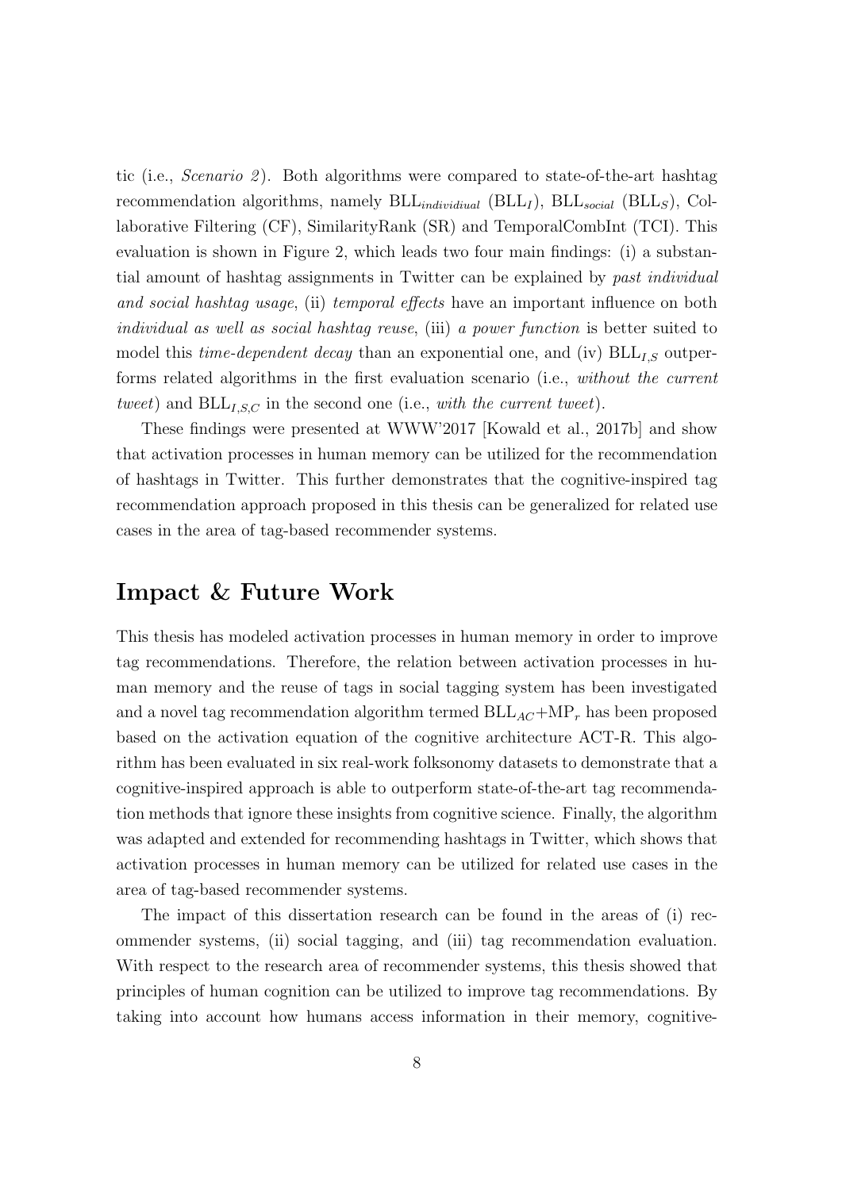tic (i.e., *Scenario 2*). Both algorithms were compared to state-of-the-art hashtag recommendation algorithms, namely $\text{BLL}_{individiual}$ ($\text{BLL}_I$), $\text{BLL}_{social}$ ($\text{BLL}_S$), Collaborative Filtering (CF), SimilarityRank (SR) and TemporalCombInt (TCI). This evaluation is shown in Figure 2, which leads two four main findings: (i) a substantial amount of hashtag assignments in Twitter can be explained by *past individual and social hashtag usage*, (ii) *temporal effects* have an important influence on both *individual as well as social hashtag reuse*, (iii) *a power function* is better suited to model this *time-dependent decay* than an exponential one, and (iv) $\text{BLL}_{I,S}$ outperforms related algorithms in the first evaluation scenario (i.e., *without the current tweet*) and $\text{BLL}_{I,S,C}$ in the second one (i.e., *with the current tweet*).

These findings were presented at WWW'2017 [Kowald et al., 2017b] and show that activation processes in human memory can be utilized for the recommendation of hashtags in Twitter. This further demonstrates that the cognitive-inspired tag recommendation approach proposed in this thesis can be generalized for related use cases in the area of tag-based recommender systems.

# Impact & Future Work

This thesis has modeled activation processes in human memory in order to improve tag recommendations. Therefore, the relation between activation processes in human memory and the reuse of tags in social tagging system has been investigated and a novel tag recommendation algorithm termed $\text{BLL}_{AC}+\text{MP}_r$ has been proposed based on the activation equation of the cognitive architecture ACT-R. This algorithm has been evaluated in six real-work folksonomy datasets to demonstrate that a cognitive-inspired approach is able to outperform state-of-the-art tag recommendation methods that ignore these insights from cognitive science. Finally, the algorithm was adapted and extended for recommending hashtags in Twitter, which shows that activation processes in human memory can be utilized for related use cases in the area of tag-based recommender systems.

The impact of this dissertation research can be found in the areas of (i) recommender systems, (ii) social tagging, and (iii) tag recommendation evaluation. With respect to the research area of recommender systems, this thesis showed that principles of human cognition can be utilized to improve tag recommendations. By taking into account how humans access information in their memory, cognitive-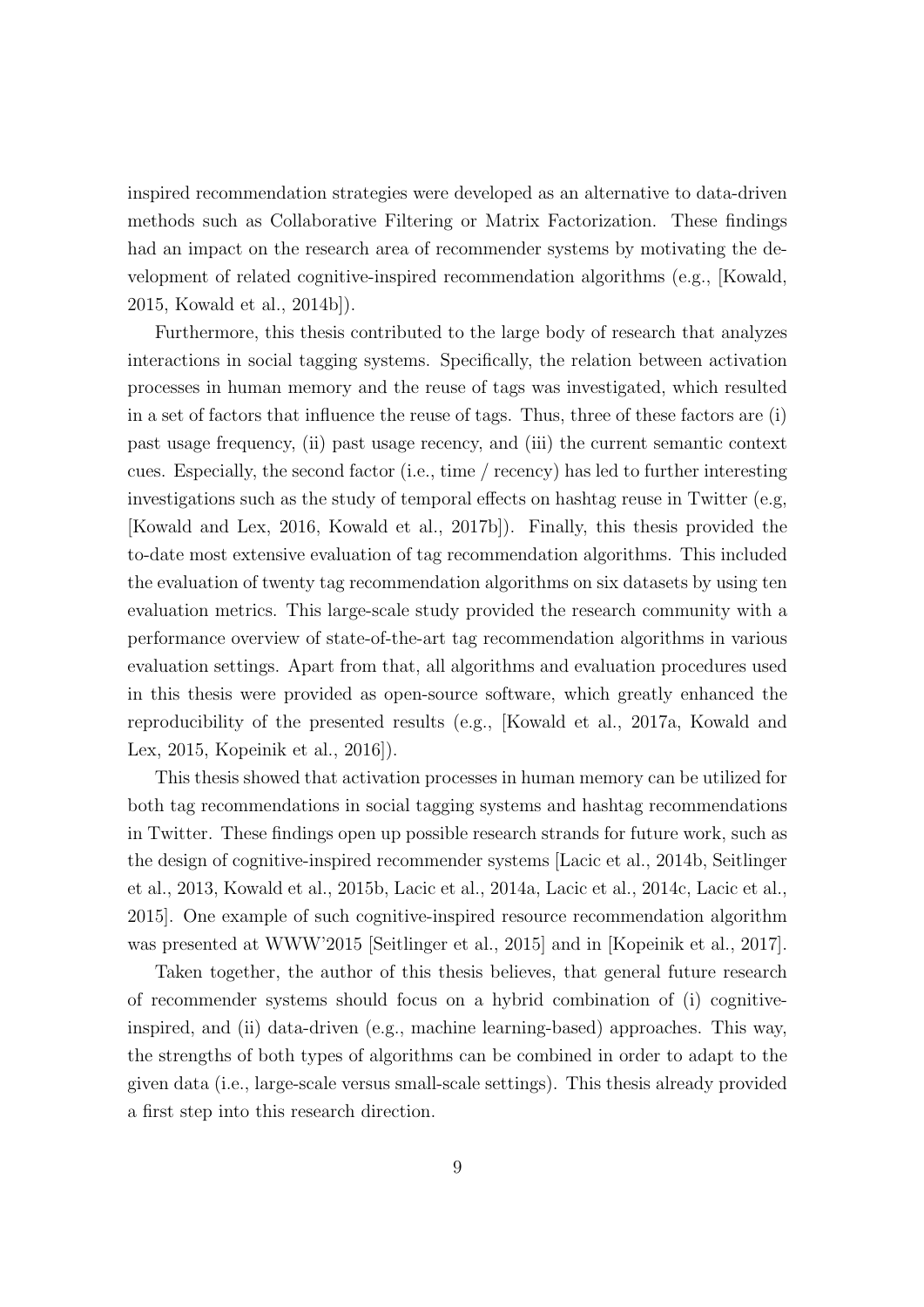inspired recommendation strategies were developed as an alternative to data-driven methods such as Collaborative Filtering or Matrix Factorization. These findings had an impact on the research area of recommender systems by motivating the development of related cognitive-inspired recommendation algorithms (e.g., [Kowald, 2015, Kowald et al., 2014b]).

Furthermore, this thesis contributed to the large body of research that analyzes interactions in social tagging systems. Specifically, the relation between activation processes in human memory and the reuse of tags was investigated, which resulted in a set of factors that influence the reuse of tags. Thus, three of these factors are (i) past usage frequency, (ii) past usage recency, and (iii) the current semantic context cues. Especially, the second factor (i.e., time / recency) has led to further interesting investigations such as the study of temporal effects on hashtag reuse in Twitter (e.g, [Kowald and Lex, 2016, Kowald et al., 2017b]). Finally, this thesis provided the to-date most extensive evaluation of tag recommendation algorithms. This included the evaluation of twenty tag recommendation algorithms on six datasets by using ten evaluation metrics. This large-scale study provided the research community with a performance overview of state-of-the-art tag recommendation algorithms in various evaluation settings. Apart from that, all algorithms and evaluation procedures used in this thesis were provided as open-source software, which greatly enhanced the reproducibility of the presented results (e.g., [Kowald et al., 2017a, Kowald and Lex, 2015, Kopeinik et al., 2016]).

This thesis showed that activation processes in human memory can be utilized for both tag recommendations in social tagging systems and hashtag recommendations in Twitter. These findings open up possible research strands for future work, such as the design of cognitive-inspired recommender systems [Lacic et al., 2014b, Seitlinger et al., 2013, Kowald et al., 2015b, Lacic et al., 2014a, Lacic et al., 2014c, Lacic et al., 2015]. One example of such cognitive-inspired resource recommendation algorithm was presented at WWW'2015 [Seitlinger et al., 2015] and in [Kopeinik et al., 2017].

Taken together, the author of this thesis believes, that general future research of recommender systems should focus on a hybrid combination of (i) cognitive-inspired, and (ii) data-driven (e.g., machine learning-based) approaches. This way, the strengths of both types of algorithms can be combined in order to adapt to the given data (i.e., large-scale versus small-scale settings). This thesis already provided a first step into this research direction.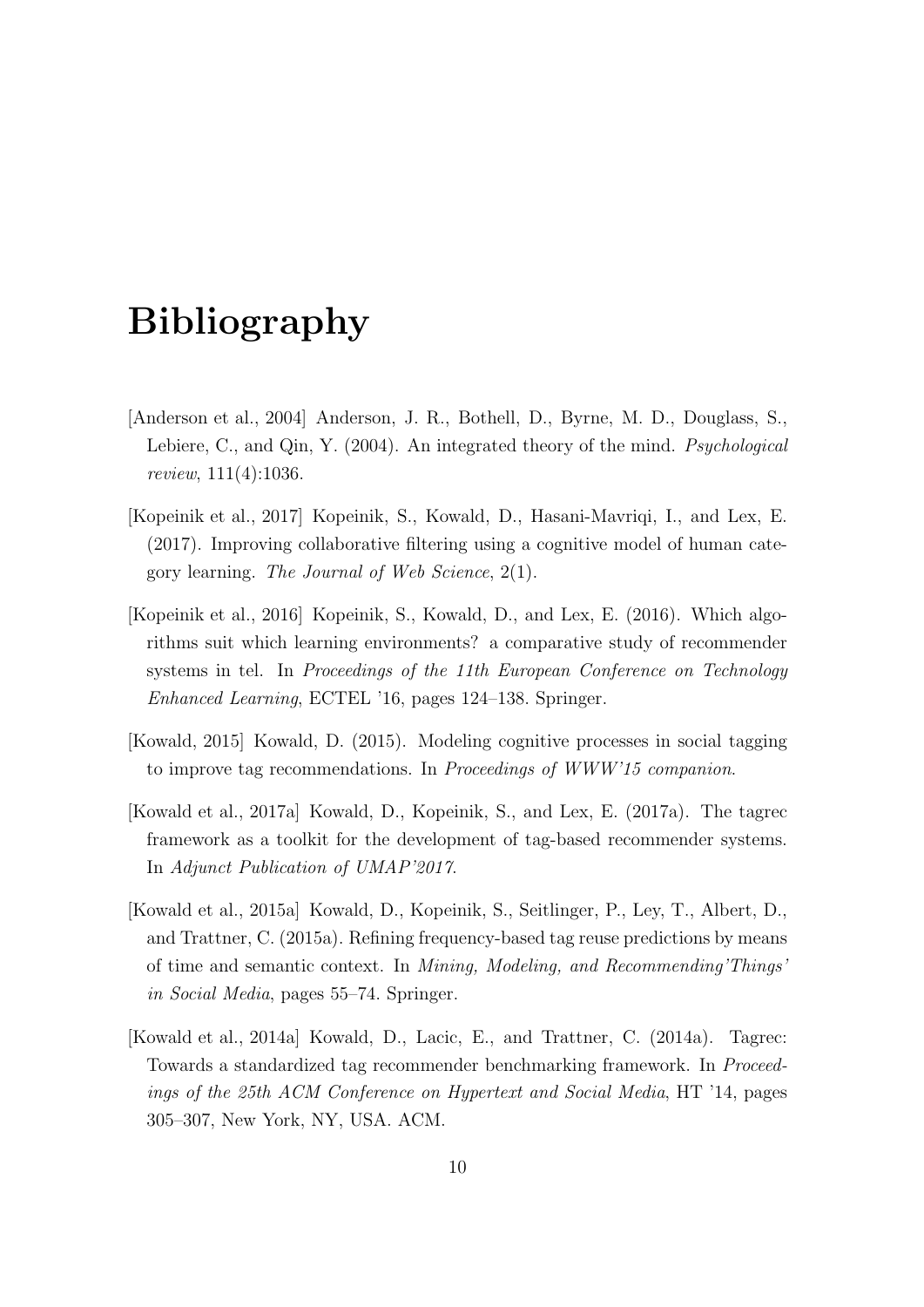# Bibliography

[Anderson et al., 2004] Anderson, J. R., Bothell, D., Byrne, M. D., Douglass, S., Lebiere, C., and Qin, Y. (2004). An integrated theory of the mind. *Psychological review*, 111(4):1036.

[Kopeinik et al., 2017] Kopeinik, S., Kowald, D., Hasani-Mavriqi, I., and Lex, E. (2017). Improving collaborative filtering using a cognitive model of human category learning. *The Journal of Web Science*, 2(1).

[Kopeinik et al., 2016] Kopeinik, S., Kowald, D., and Lex, E. (2016). Which algorithms suit which learning environments? a comparative study of recommender systems in tel. In *Proceedings of the 11th European Conference on Technology Enhanced Learning*, ECTEL '16, pages 124–138. Springer.

[Kowald, 2015] Kowald, D. (2015). Modeling cognitive processes in social tagging to improve tag recommendations. In *Proceedings of WWW'15 companion*.

[Kowald et al., 2017a] Kowald, D., Kopeinik, S., and Lex, E. (2017a). The tagrec framework as a toolkit for the development of tag-based recommender systems. In *Adjunct Publication of UMAP'2017*.

[Kowald et al., 2015a] Kowald, D., Kopeinik, S., Seitlinger, P., Ley, T., Albert, D., and Trattner, C. (2015a). Refining frequency-based tag reuse predictions by means of time and semantic context. In *Mining, Modeling, and Recommending'Things' in Social Media*, pages 55–74. Springer.

[Kowald et al., 2014a] Kowald, D., Lacic, E., and Trattner, C. (2014a). Tagrec: Towards a standardized tag recommender benchmarking framework. In *Proceedings of the 25th ACM Conference on Hypertext and Social Media*, HT '14, pages 305–307, New York, NY, USA. ACM.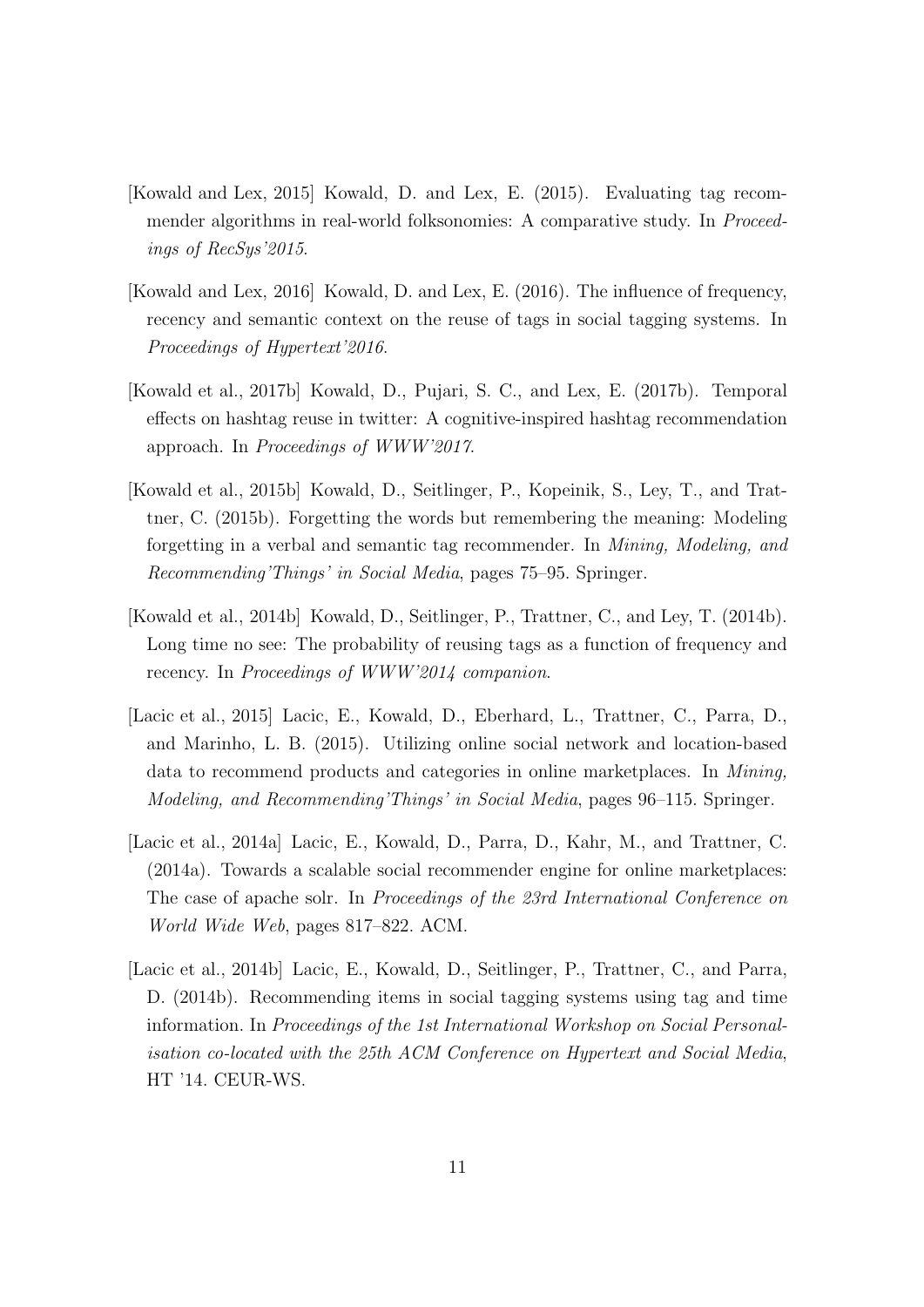[Kowald and Lex, 2015] Kowald, D. and Lex, E. (2015). Evaluating tag recommender algorithms in real-world folksonomies: A comparative study. In *Proceedings of RecSys'2015*.

[Kowald and Lex, 2016] Kowald, D. and Lex, E. (2016). The influence of frequency, recency and semantic context on the reuse of tags in social tagging systems. In *Proceedings of Hypertext'2016*.

[Kowald et al., 2017b] Kowald, D., Pujari, S. C., and Lex, E. (2017b). Temporal effects on hashtag reuse in twitter: A cognitive-inspired hashtag recommendation approach. In *Proceedings of WWW'2017*.

[Kowald et al., 2015b] Kowald, D., Seitlinger, P., Kopeinik, S., Ley, T., and Trattner, C. (2015b). Forgetting the words but remembering the meaning: Modeling forgetting in a verbal and semantic tag recommender. In *Mining, Modeling, and Recommending'Things' in Social Media*, pages 75–95. Springer.

[Kowald et al., 2014b] Kowald, D., Seitlinger, P., Trattner, C., and Ley, T. (2014b). Long time no see: The probability of reusing tags as a function of frequency and recency. In *Proceedings of WWW'2014 companion*.

[Lacic et al., 2015] Lacic, E., Kowald, D., Eberhard, L., Trattner, C., Parra, D., and Marinho, L. B. (2015). Utilizing online social network and location-based data to recommend products and categories in online marketplaces. In *Mining, Modeling, and Recommending'Things' in Social Media*, pages 96–115. Springer.

[Lacic et al., 2014a] Lacic, E., Kowald, D., Parra, D., Kahr, M., and Trattner, C. (2014a). Towards a scalable social recommender engine for online marketplaces: The case of apache solr. In *Proceedings of the 23rd International Conference on World Wide Web*, pages 817–822. ACM.

[Lacic et al., 2014b] Lacic, E., Kowald, D., Seitlinger, P., Trattner, C., and Parra, D. (2014b). Recommending items in social tagging systems using tag and time information. In *Proceedings of the 1st International Workshop on Social Personalisation co-located with the 25th ACM Conference on Hypertext and Social Media*, HT '14. CEUR-WS.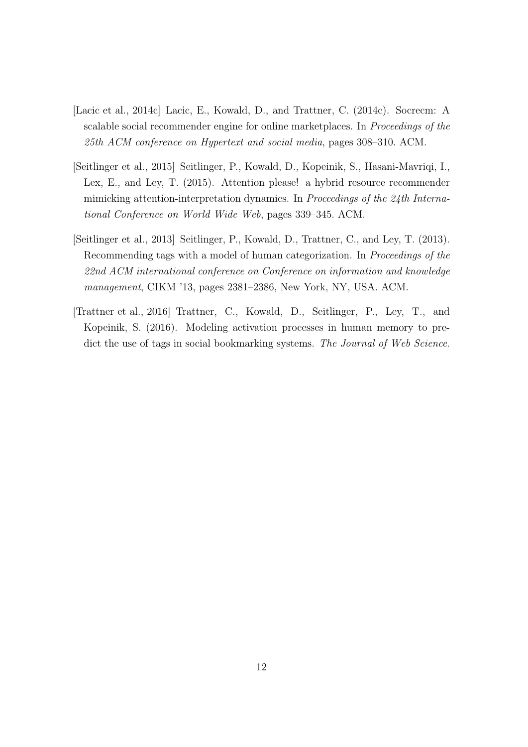[Lacic et al., 2014c] Lacic, E., Kowald, D., and Trattner, C. (2014c). Socrecm: A scalable social recommender engine for online marketplaces. In *Proceedings of the 25th ACM conference on Hypertext and social media*, pages 308–310. ACM.

[Seitlinger et al., 2015] Seitlinger, P., Kowald, D., Kopeinik, S., Hasani-Mavriqi, I., Lex, E., and Ley, T. (2015). Attention please! a hybrid resource recommender mimicking attention-interpretation dynamics. In *Proceedings of the 24th International Conference on World Wide Web*, pages 339–345. ACM.

[Seitlinger et al., 2013] Seitlinger, P., Kowald, D., Trattner, C., and Ley, T. (2013). Recommending tags with a model of human categorization. In *Proceedings of the 22nd ACM international conference on Conference on information and knowledge management*, CIKM '13, pages 2381–2386, New York, NY, USA. ACM.

[Trattner et al., 2016] Trattner, C., Kowald, D., Seitlinger, P., Ley, T., and Kopeinik, S. (2016). Modeling activation processes in human memory to predict the use of tags in social bookmarking systems. *The Journal of Web Science*.